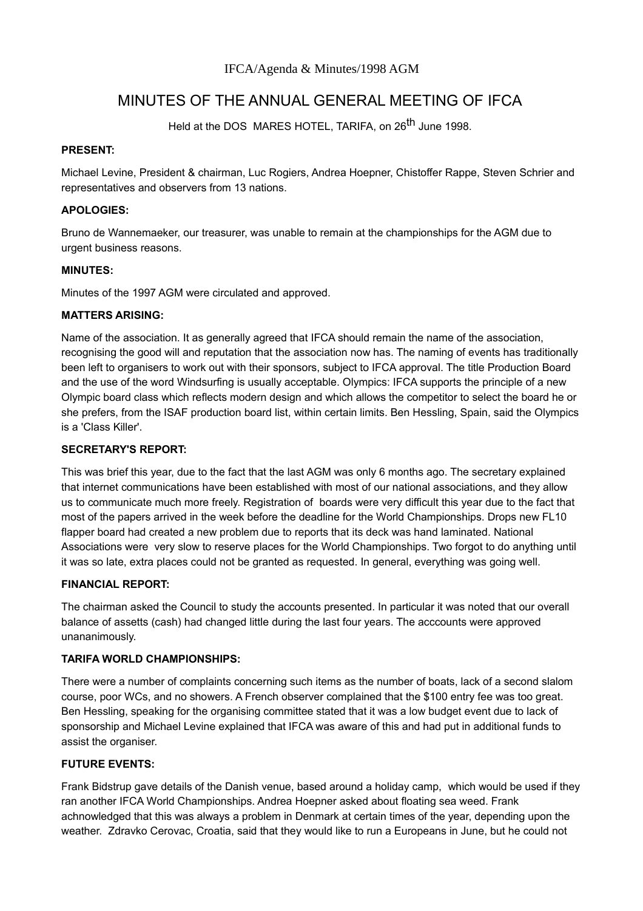IFCA/Agenda & Minutes/1998 AGM

# MINUTES OF THE ANNUAL GENERAL MEETING OF IFCA

Held at the DOS MARES HOTEL, TARIFA, on 26th June 1998.

**PRESENT:**

Michael Levine, President & chairman, Luc Rogiers, Andrea Hoepner, Chistoffer Rappe, Steven Schrier and representatives and observers from 13 nations.

**APOLOGIES:**

Bruno de Wannemaeker, our treasurer, was unable to remain at the championships for the AGM due to urgent business reasons.

**MINUTES:**

Minutes of the 1997 AGM were circulated and approved.

**MATTERS ARISING:**

Name of the association. It as generally agreed that IFCA should remain the name of the association, recognising the good will and reputation that the association now has. The naming of events has traditionally been left to organisers to work out with their sponsors, subject to IFCA approval. The title Production Board and the use of the word Windsurfing is usually acceptable. Olympics: IFCA supports the principle of a new Olympic board class which reflects modern design and which allows the competitor to select the board he or she prefers, from the ISAF production board list, within certain limits. Ben Hessling, Spain, said the Olympics is a 'Class Killer'.

**SECRETARY'S REPORT:**

This was brief this year, due to the fact that the last AGM was only 6 months ago. The secretary explained that internet communications have been established with most of our national associations, and they allow us to communicate much more freely. Registration of boards were very difficult this year due to the fact that most of the papers arrived in the week before the deadline for the World Championships. Drops new FL10 flapper board had created a new problem due to reports that its deck was hand laminated. National Associations were very slow to reserve places for the World Championships. Two forgot to do anything until it was so late, extra places could not be granted as requested. In general, everything was going well.

**FINANCIAL REPORT:**

The chairman asked the Council to study the accounts presented. In particular it was noted that our overall balance of assetts (cash) had changed little during the last four years. The acccounts were approved unananimously.

**TARIFA WORLD CHAMPIONSHIPS:**

There were a number of complaints concerning such items as the number of boats, lack of a second slalom course, poor WCs, and no showers. A French observer complained that the $100 entry fee was too great. Ben Hessling, speaking for the organising committee stated that it was a low budget event due to lack of sponsorship and Michael Levine explained that IFCA was aware of this and had put in additional funds to assist the organiser.

**FUTURE EVENTS:**

Frank Bidstrup gave details of the Danish venue, based around a holiday camp, which would be used if they ran another IFCA World Championships. Andrea Hoepner asked about floating sea weed. Frank achnowledged that this was always a problem in Denmark at certain times of the year, depending upon the weather. Zdravko Cerovac, Croatia, said that they would like to run a Europeans in June, but he could not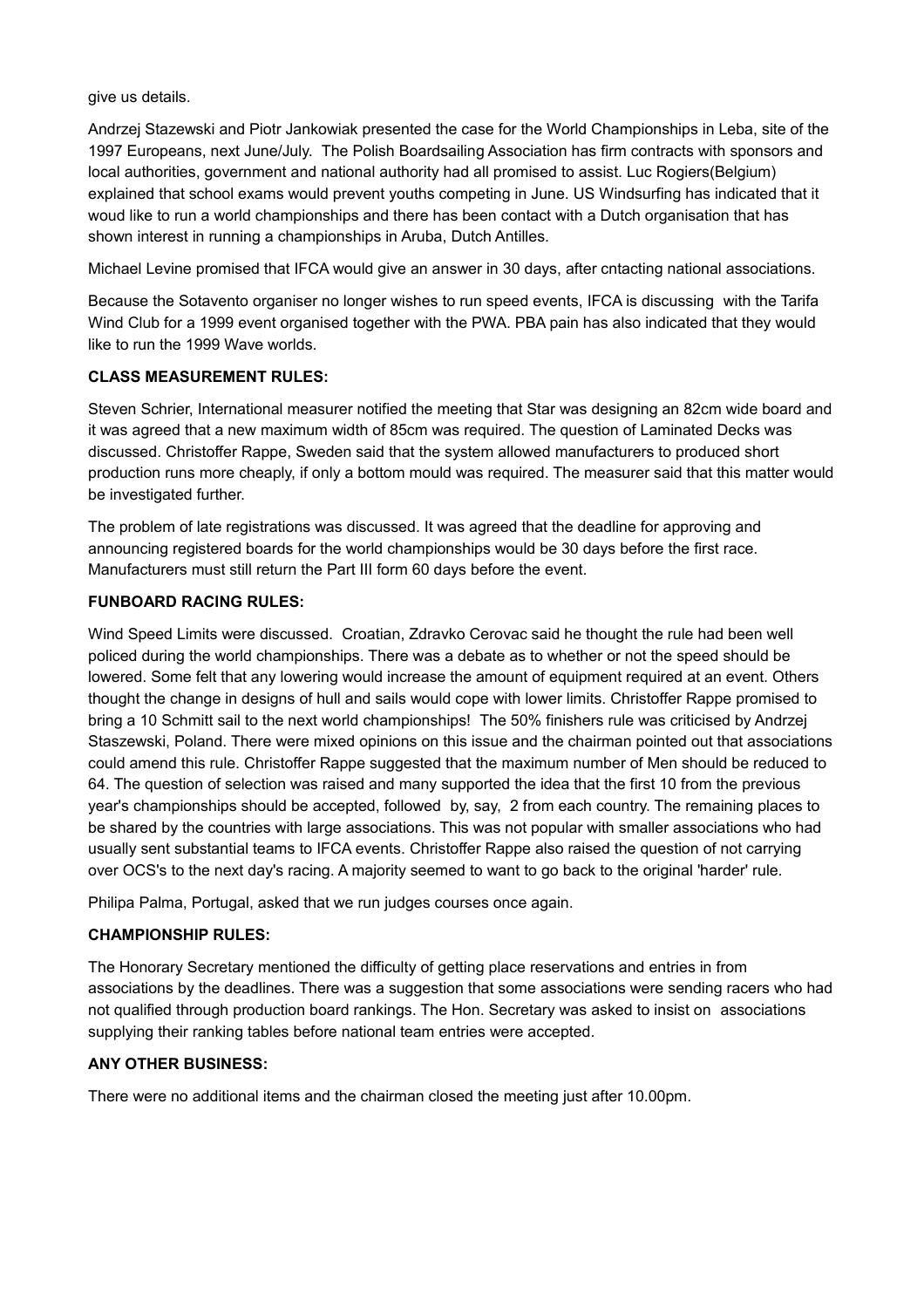give us details.

Andrzej Stazewski and Piotr Jankowiak presented the case for the World Championships in Leba, site of the 1997 Europeans, next June/July. The Polish Boardsailing Association has firm contracts with sponsors and local authorities, government and national authority had all promised to assist. Luc Rogiers(Belgium) explained that school exams would prevent youths competing in June. US Windsurfing has indicated that it woud like to run a world championships and there has been contact with a Dutch organisation that has shown interest in running a championships in Aruba, Dutch Antilles.

Michael Levine promised that IFCA would give an answer in 30 days, after cntacting national associations.

Because the Sotavento organiser no longer wishes to run speed events, IFCA is discussing with the Tarifa Wind Club for a 1999 event organised together with the PWA. PBA pain has also indicated that they would like to run the 1999 Wave worlds.

**CLASS MEASUREMENT RULES:**

Steven Schrier, International measurer notified the meeting that Star was designing an 82cm wide board and it was agreed that a new maximum width of 85cm was required. The question of Laminated Decks was discussed. Christoffer Rappe, Sweden said that the system allowed manufacturers to produced short production runs more cheaply, if only a bottom mould was required. The measurer said that this matter would be investigated further.

The problem of late registrations was discussed. It was agreed that the deadline for approving and announcing registered boards for the world championships would be 30 days before the first race. Manufacturers must still return the Part III form 60 days before the event.

**FUNBOARD RACING RULES:**

Wind Speed Limits were discussed. Croatian, Zdravko Cerovac said he thought the rule had been well policed during the world championships. There was a debate as to whether or not the speed should be lowered. Some felt that any lowering would increase the amount of equipment required at an event. Others thought the change in designs of hull and sails would cope with lower limits. Christoffer Rappe promised to bring a 10 Schmitt sail to the next world championships! The 50% finishers rule was criticised by Andrzej Staszewski, Poland. There were mixed opinions on this issue and the chairman pointed out that associations could amend this rule. Christoffer Rappe suggested that the maximum number of Men should be reduced to 64. The question of selection was raised and many supported the idea that the first 10 from the previous year's championships should be accepted, followed by, say, 2 from each country. The remaining places to be shared by the countries with large associations. This was not popular with smaller associations who had usually sent substantial teams to IFCA events. Christoffer Rappe also raised the question of not carrying over OCS's to the next day's racing. A majority seemed to want to go back to the original 'harder' rule.

Philipa Palma, Portugal, asked that we run judges courses once again.

**CHAMPIONSHIP RULES:**

The Honorary Secretary mentioned the difficulty of getting place reservations and entries in from associations by the deadlines. There was a suggestion that some associations were sending racers who had not qualified through production board rankings. The Hon. Secretary was asked to insist on associations supplying their ranking tables before national team entries were accepted.

**ANY OTHER BUSINESS:**

There were no additional items and the chairman closed the meeting just after 10.00pm.